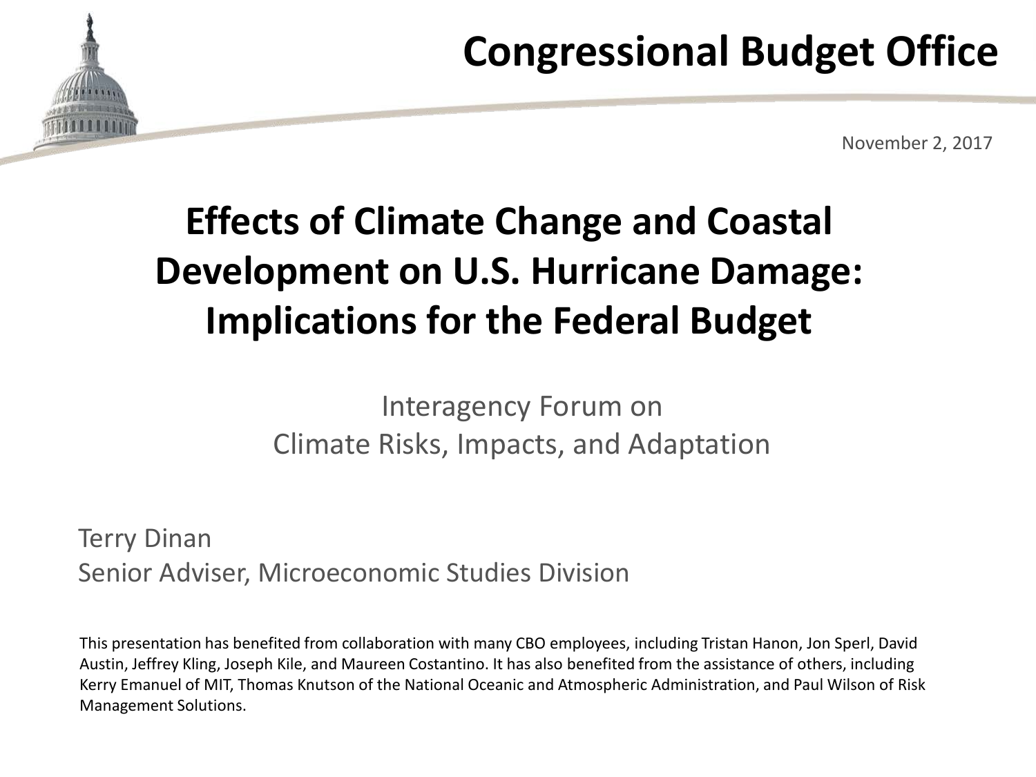Congressional Budget Office

November 2, 2017

# Effects of Climate Change and Coastal Development on U.S. Hurricane Damage: Implications for the Federal Budget

Interagency Forum on
Climate Risks, Impacts, and Adaptation

Terry Dinan
Senior Adviser, Microeconomic Studies Division

This presentation has benefited from collaboration with many CBO employees, including Tristan Hanon, Jon Sperl, David Austin, Jeffrey Kling, Joseph Kile, and Maureen Costantino. It has also benefited from the assistance of others, including Kerry Emanuel of MIT, Thomas Knutson of the National Oceanic and Atmospheric Administration, and Paul Wilson of Risk Management Solutions.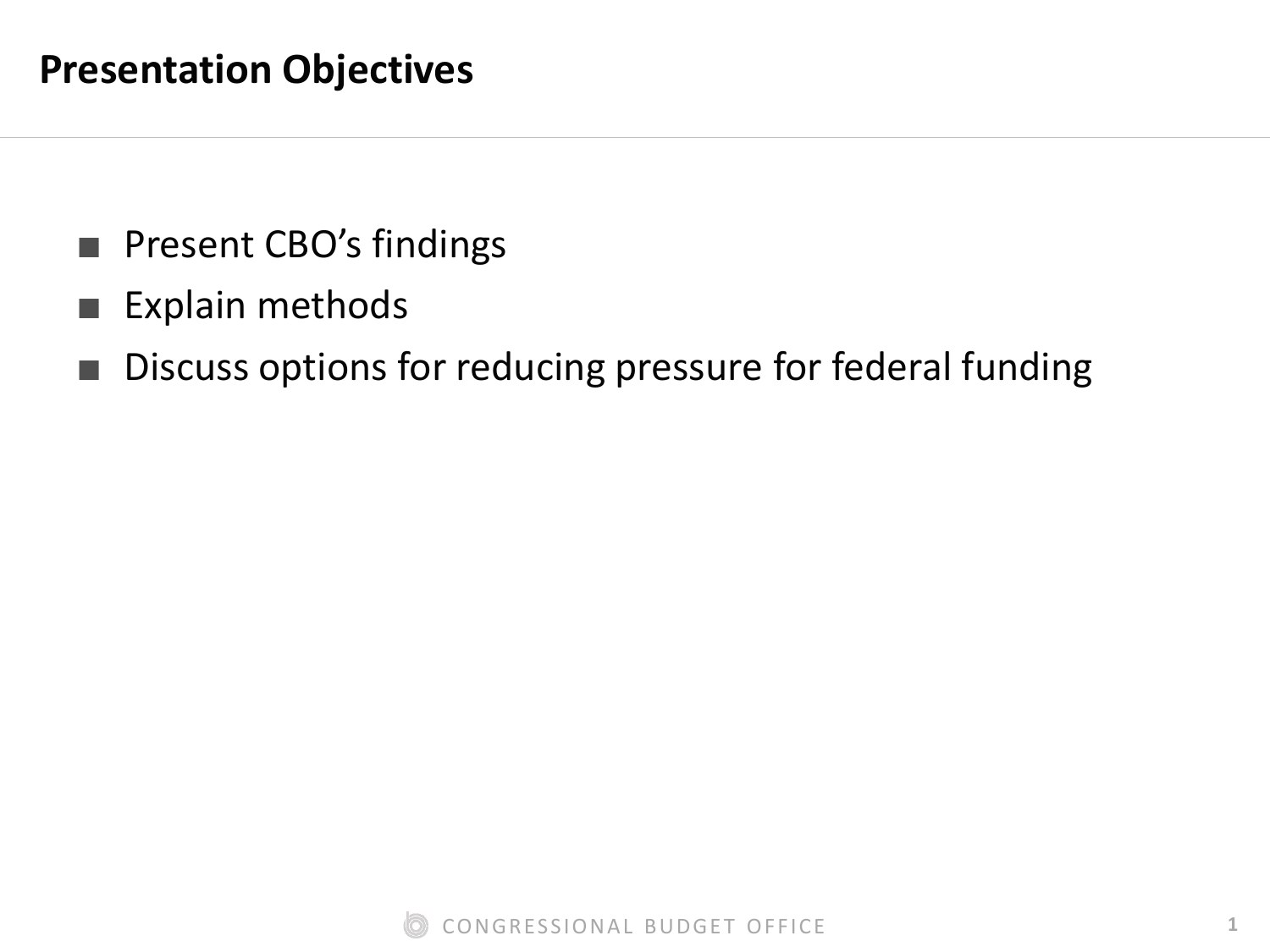# Presentation Objectives

- Present CBO's findings
- Explain methods
- Discuss options for reducing pressure for federal funding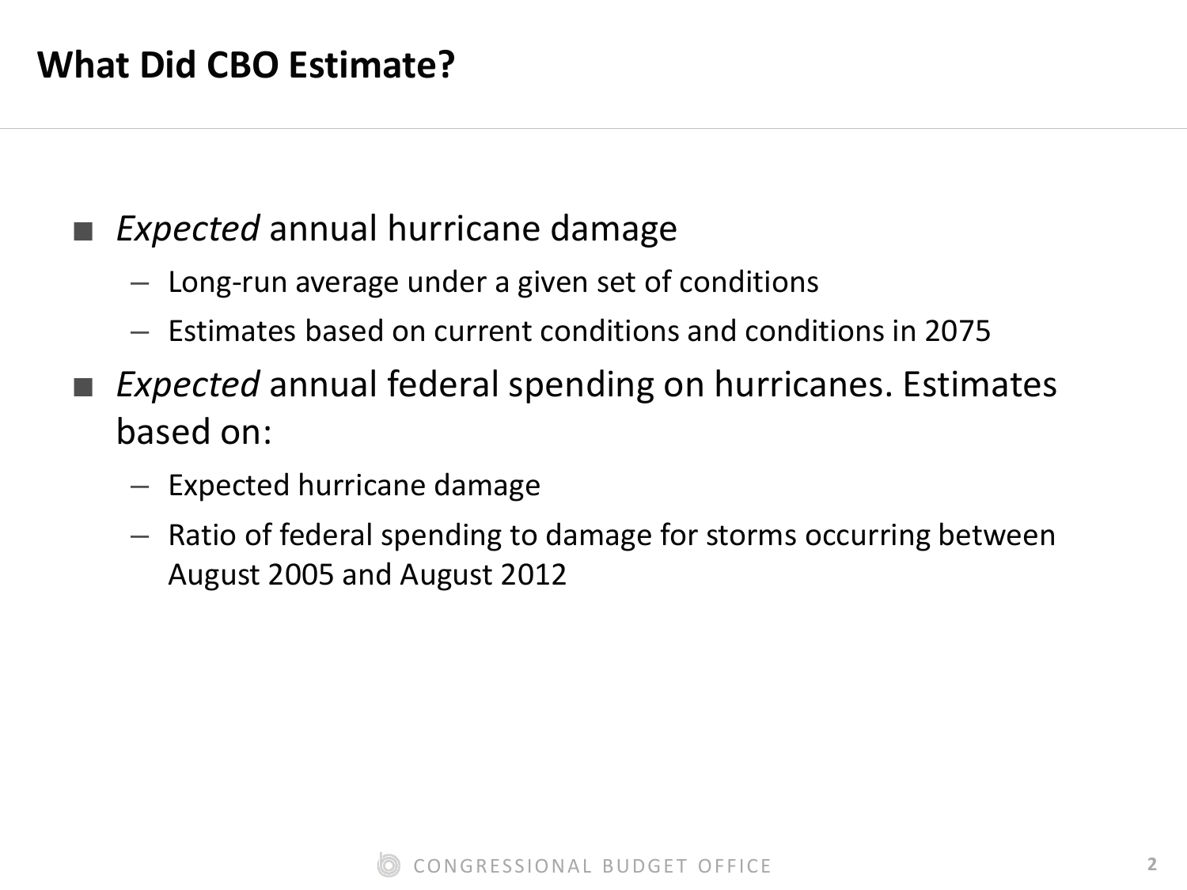# What Did CBO Estimate?

- *Expected* annual hurricane damage
  - Long-run average under a given set of conditions
  - Estimates based on current conditions and conditions in 2075
- *Expected* annual federal spending on hurricanes. Estimates based on:
  - Expected hurricane damage
  - Ratio of federal spending to damage for storms occurring between August 2005 and August 2012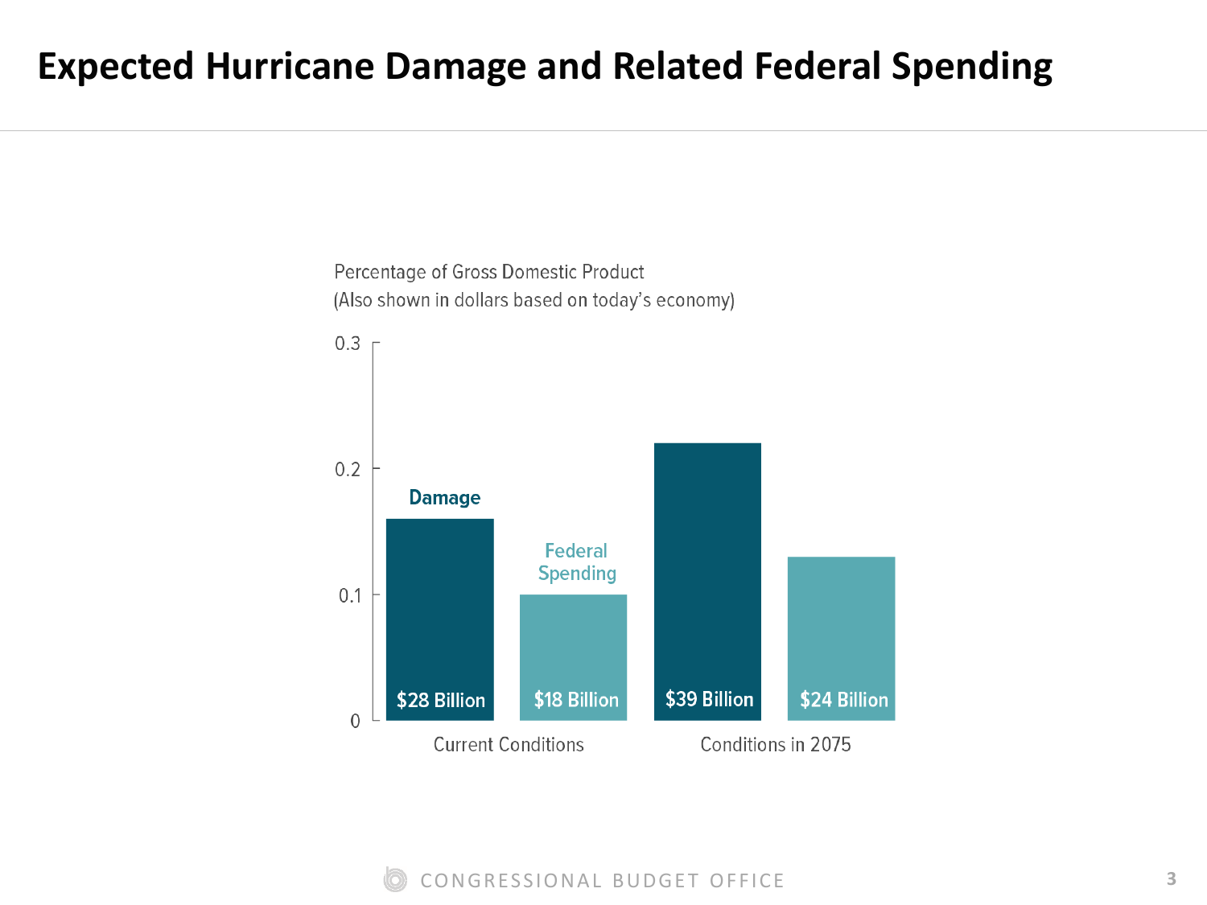# Expected Hurricane Damage and Related Federal Spending

Percentage of Gross Domestic Product
(Also shown in dollars based on today's economy)

| | Damage | Federal Spending |
|---|---|---|
| Current Conditions | $28 Billion | $18 Billion |
| Conditions in 2075 | $39 Billion | $24 Billion |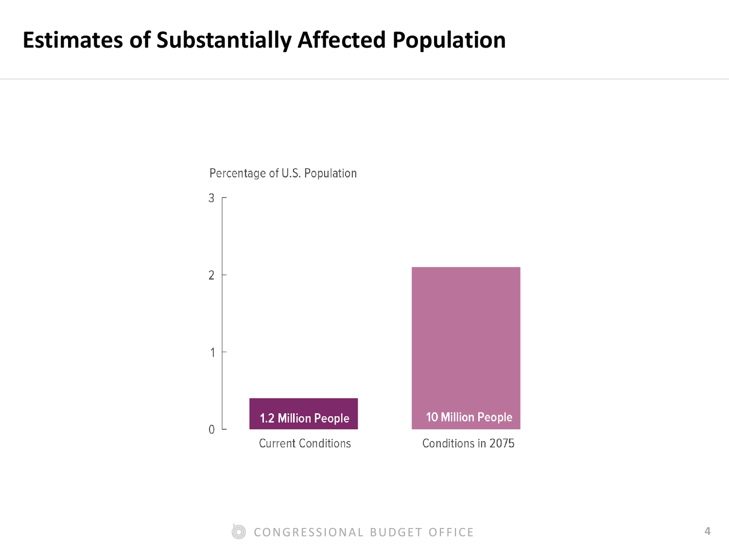# Estimates of Substantially Affected Population

Percentage of U.S. Population

| | Current Conditions | Conditions in 2075 |
|---|---|---|
| People | 1.2 Million People | 10 Million People |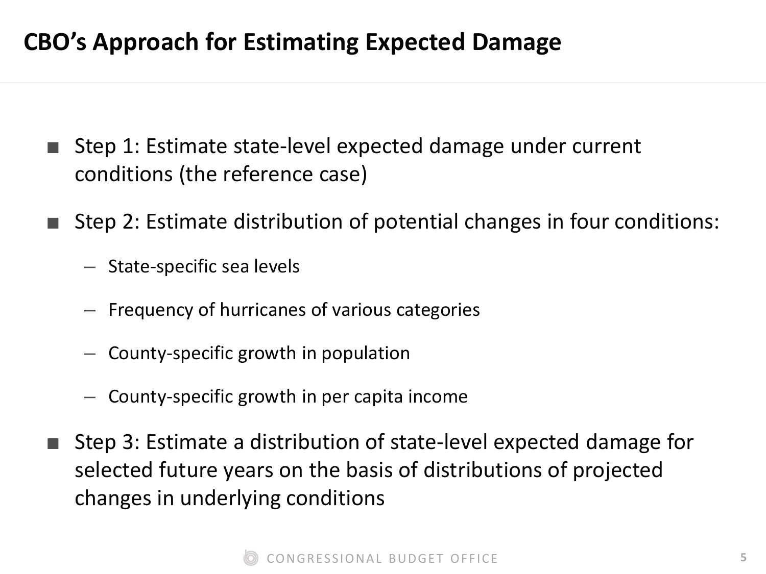# CBO's Approach for Estimating Expected Damage

- Step 1: Estimate state-level expected damage under current conditions (the reference case)
- Step 2: Estimate distribution of potential changes in four conditions:
  - State-specific sea levels
  - Frequency of hurricanes of various categories
  - County-specific growth in population
  - County-specific growth in per capita income
- Step 3: Estimate a distribution of state-level expected damage for selected future years on the basis of distributions of projected changes in underlying conditions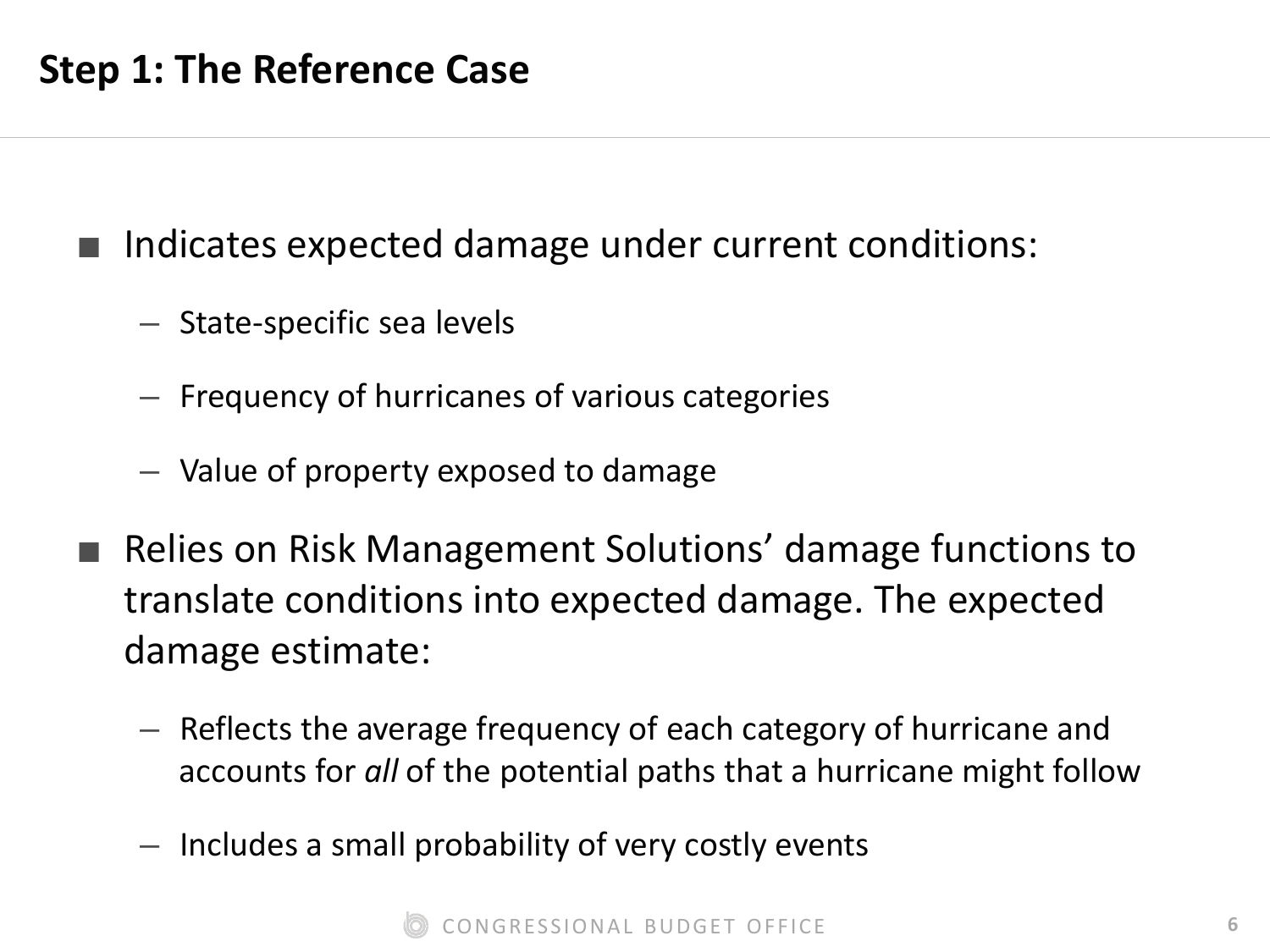## Step 1: The Reference Case

- Indicates expected damage under current conditions:
  - State-specific sea levels
  - Frequency of hurricanes of various categories
  - Value of property exposed to damage
- Relies on Risk Management Solutions' damage functions to translate conditions into expected damage. The expected damage estimate:
  - Reflects the average frequency of each category of hurricane and accounts for *all* of the potential paths that a hurricane might follow
  - Includes a small probability of very costly events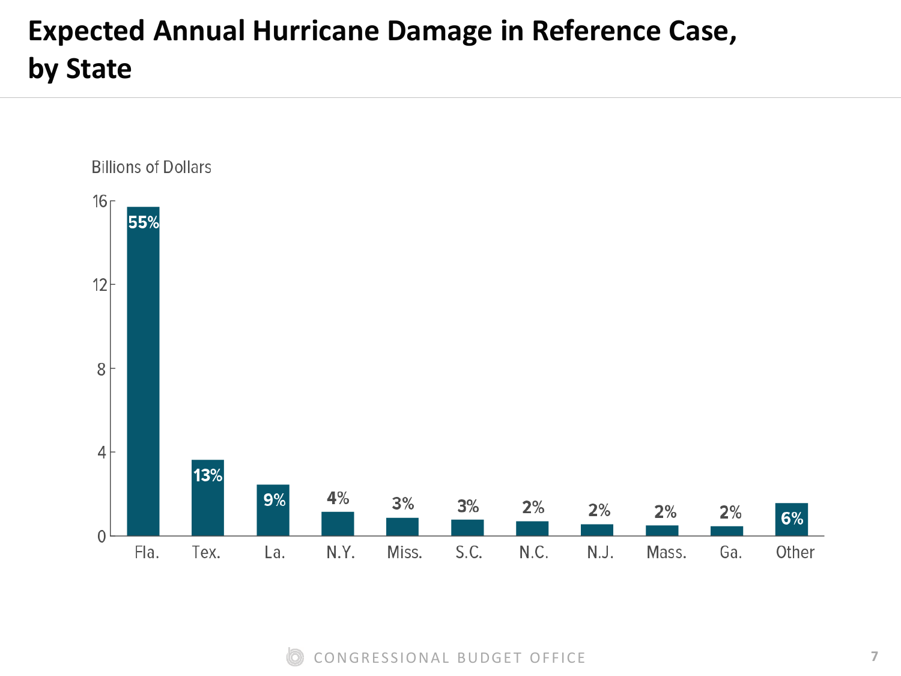# Expected Annual Hurricane Damage in Reference Case, by State

Billions of Dollars

| State | Share |
|---|---|
| Fla. | 55% |
| Tex. | 13% |
| La. | 9% |
| N.Y. | 4% |
| Miss. | 3% |
| S.C. | 3% |
| N.C. | 2% |
| N.J. | 2% |
| Mass. | 2% |
| Ga. | 2% |
| Other | 6% |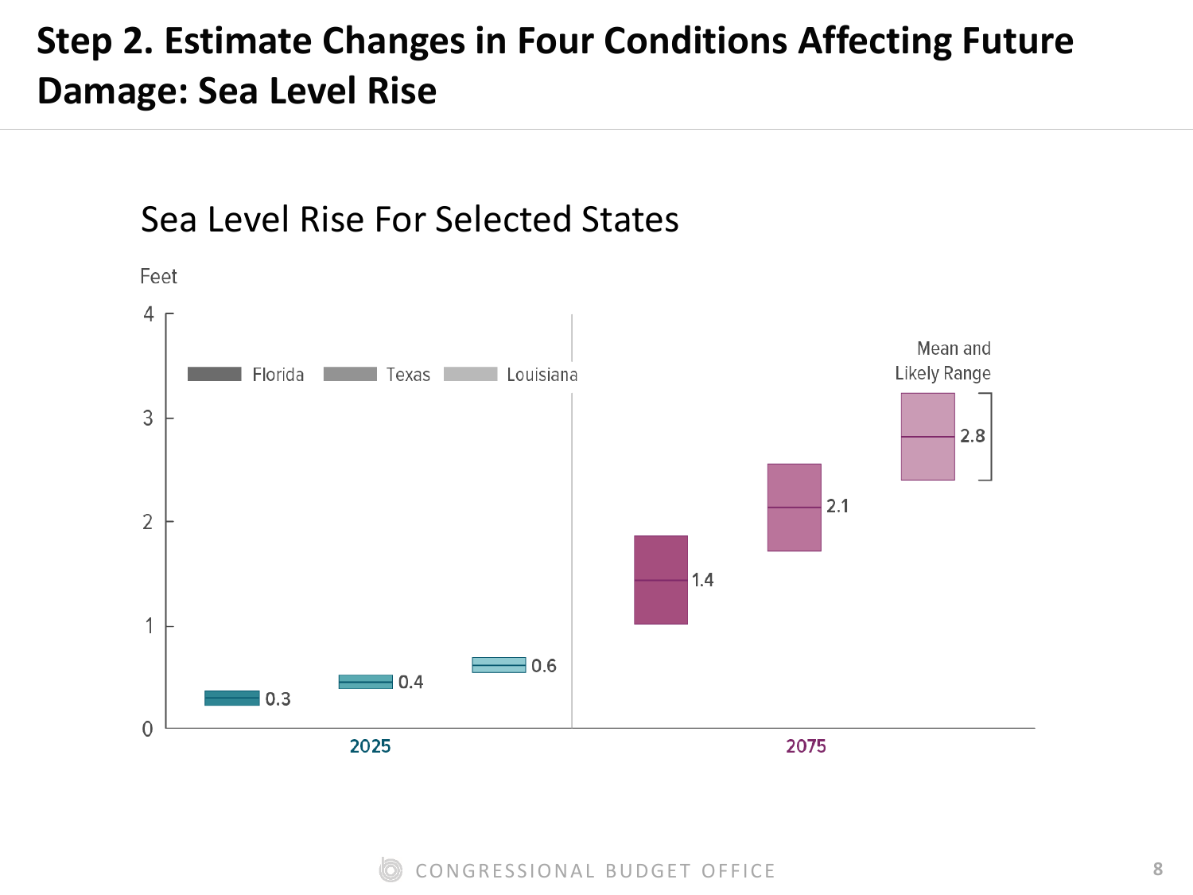# Step 2. Estimate Changes in Four Conditions Affecting Future Damage: Sea Level Rise

## Sea Level Rise For Selected States

Feet

Florida | Texas | Louisiana

| | Florida | Texas | Louisiana |
|---|---|---|---|
| 2025 | 0.3 | 0.4 | 0.6 |
| 2075 | 1.4 | 2.1 | 2.8 |

Mean and Likely Range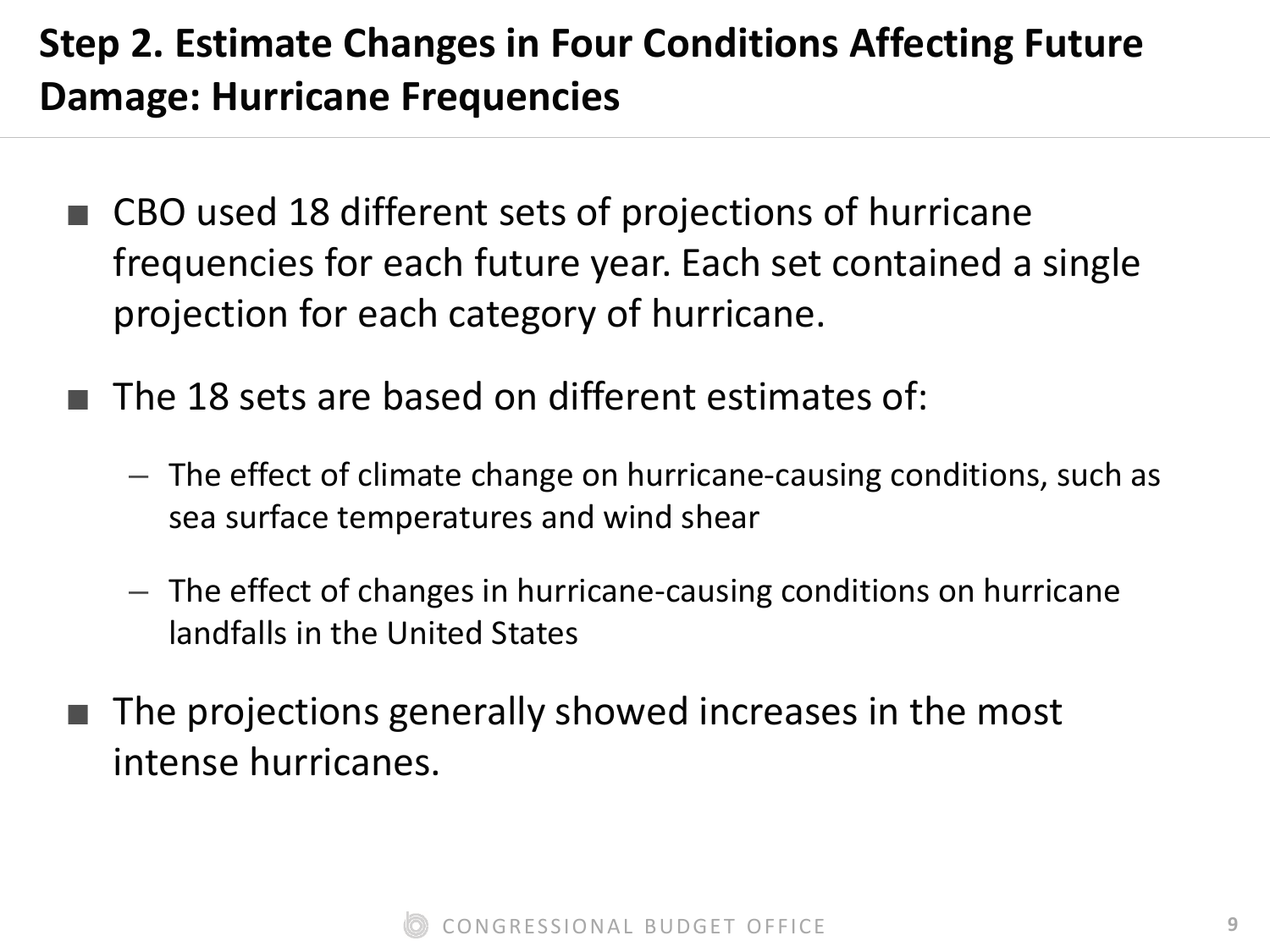## Step 2. Estimate Changes in Four Conditions Affecting Future Damage: Hurricane Frequencies

- CBO used 18 different sets of projections of hurricane frequencies for each future year. Each set contained a single projection for each category of hurricane.
- The 18 sets are based on different estimates of:
  - The effect of climate change on hurricane-causing conditions, such as sea surface temperatures and wind shear
  - The effect of changes in hurricane-causing conditions on hurricane landfalls in the United States
- The projections generally showed increases in the most intense hurricanes.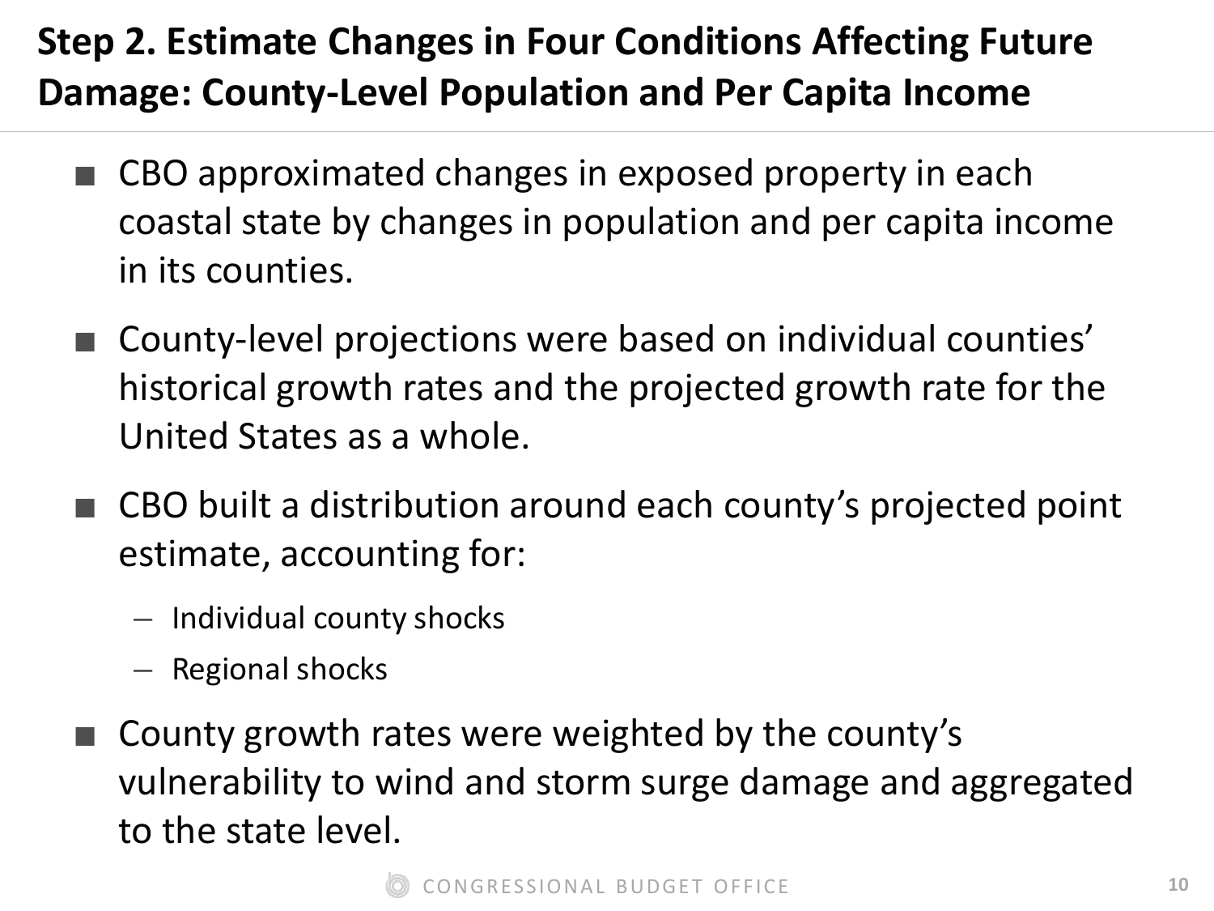## Step 2. Estimate Changes in Four Conditions Affecting Future Damage: County-Level Population and Per Capita Income

- CBO approximated changes in exposed property in each coastal state by changes in population and per capita income in its counties.
- County-level projections were based on individual counties' historical growth rates and the projected growth rate for the United States as a whole.
- CBO built a distribution around each county's projected point estimate, accounting for:
  - Individual county shocks
  - Regional shocks
- County growth rates were weighted by the county's vulnerability to wind and storm surge damage and aggregated to the state level.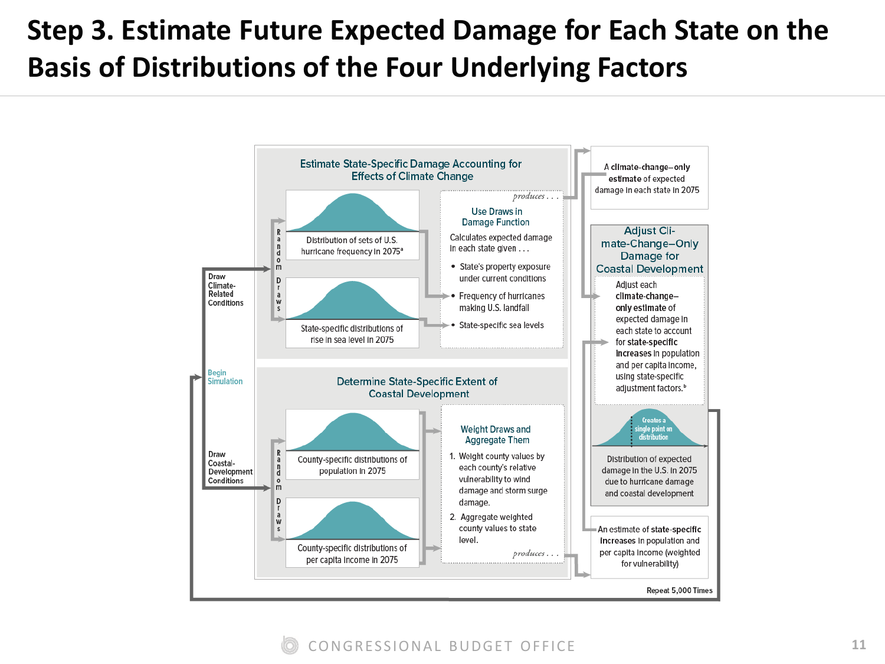# Step 3. Estimate Future Expected Damage for Each State on the Basis of Distributions of the Four Underlying Factors

Begin Simulation

Draw Climate-Related Conditions

Random Draws

## Estimate State-Specific Damage Accounting for Effects of Climate Change

Distribution of sets of U.S. hurricane frequency in 2075[a]

State-specific distributions of rise in sea level in 2075

*produces . . .*

**Use Draws in Damage Function**

Calculates expected damage in each state given . . .

- State's property exposure under current conditions
- Frequency of hurricanes making U.S. landfall
- State-specific sea levels

A **climate-change–only estimate** of expected damage in each state in 2075

Draw Coastal-Development Conditions

Random Draws

## Determine State-Specific Extent of Coastal Development

County-specific distributions of population in 2075

County-specific distributions of per capita income in 2075

**Weight Draws and Aggregate Them**

1. Weight county values by each county's relative vulnerability to wind damage and storm surge damage.
2. Aggregate weighted county values to state level.

*produces . . .*

An estimate of **state-specific increases** in population and per capita income (weighted for vulnerability)

## Adjust Climate-Change–Only Damage for Coastal Development

Adjust each **climate-change–only estimate** of expected damage in each state to account for **state-specific increases** in population and per capita income, using state-specific adjustment factors.[b]

Creates a single point on distribution

Distribution of expected damage in the U.S. in 2075 due to hurricane damage and coastal development

Repeat 5,000 Times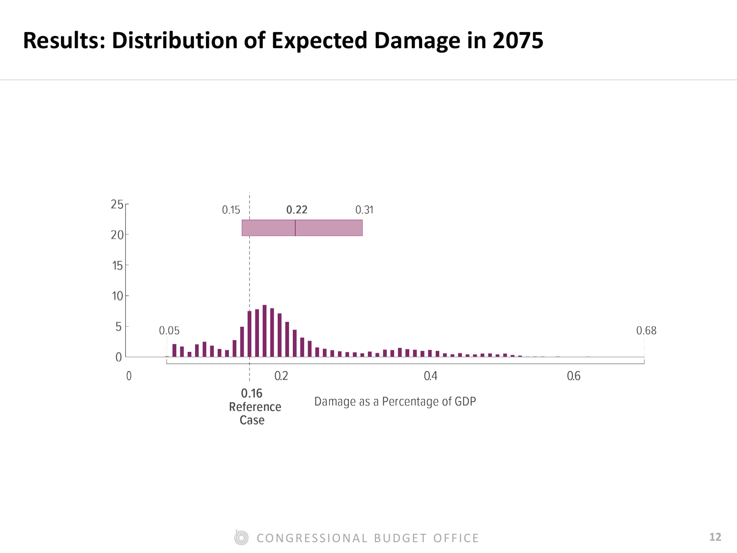# Results: Distribution of Expected Damage in 2075

25
20
15
10
5
0

0.15 0.22 0.31

0.05 0.68

0 0.2 0.4 0.6

0.16
Reference
Case

Damage as a Percentage of GDP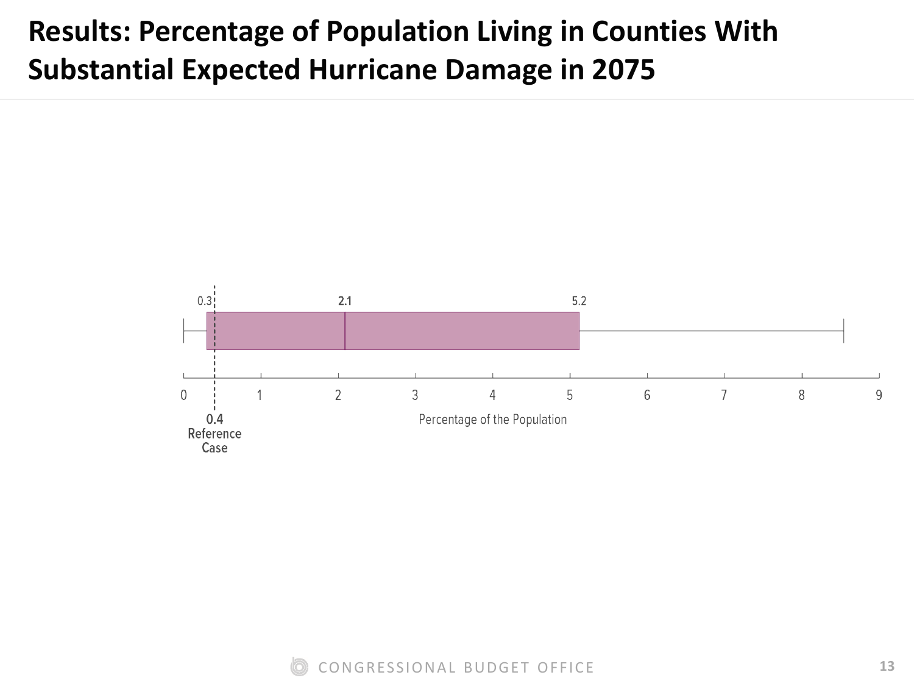# Results: Percentage of Population Living in Counties With Substantial Expected Hurricane Damage in 2075

0.3

2.1

5.2

0 1 2 3 4 5 6 7 8 9

**0.4**
Reference
Case

Percentage of the Population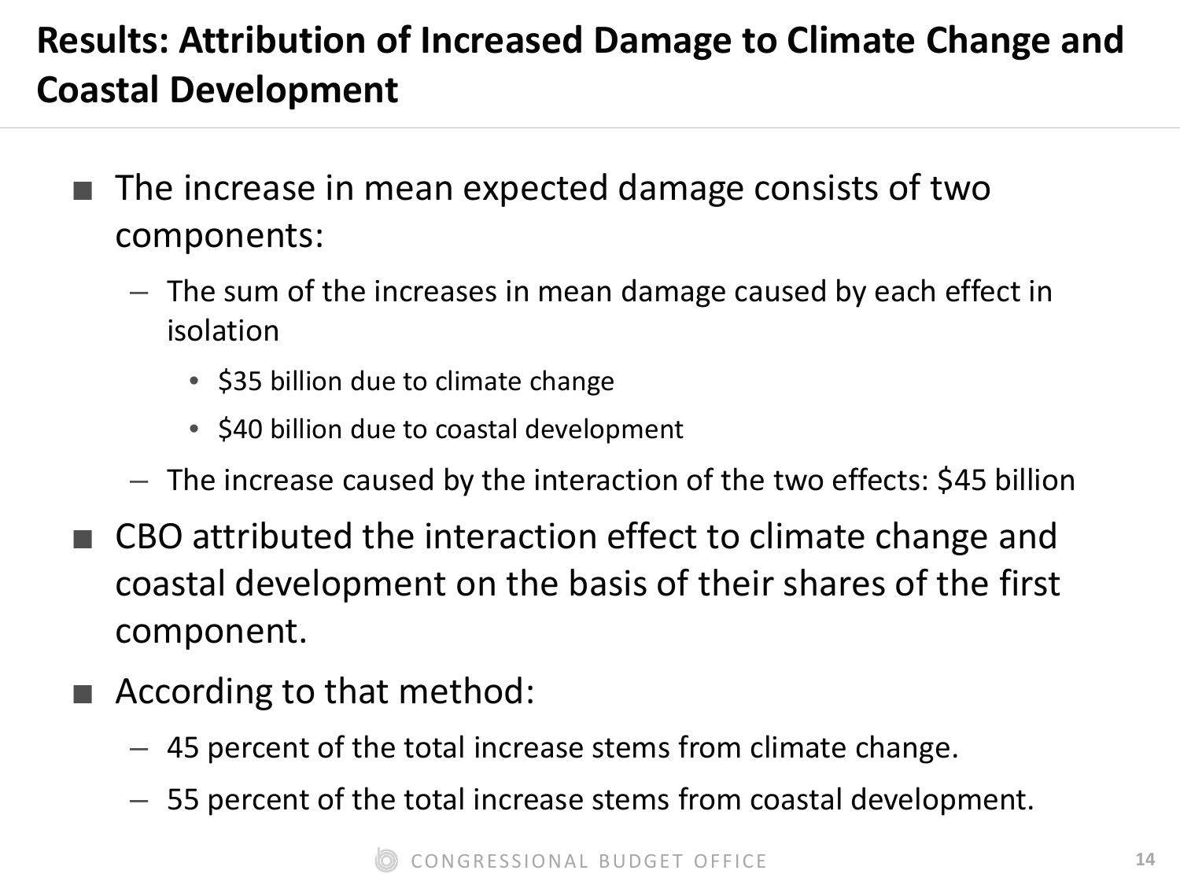# Results: Attribution of Increased Damage to Climate Change and Coastal Development

- The increase in mean expected damage consists of two components:
  - The sum of the increases in mean damage caused by each effect in isolation
    - $35 billion due to climate change
    - $40 billion due to coastal development
  - The increase caused by the interaction of the two effects: $45 billion
- CBO attributed the interaction effect to climate change and coastal development on the basis of their shares of the first component.
- According to that method:
  - 45 percent of the total increase stems from climate change.
  - 55 percent of the total increase stems from coastal development.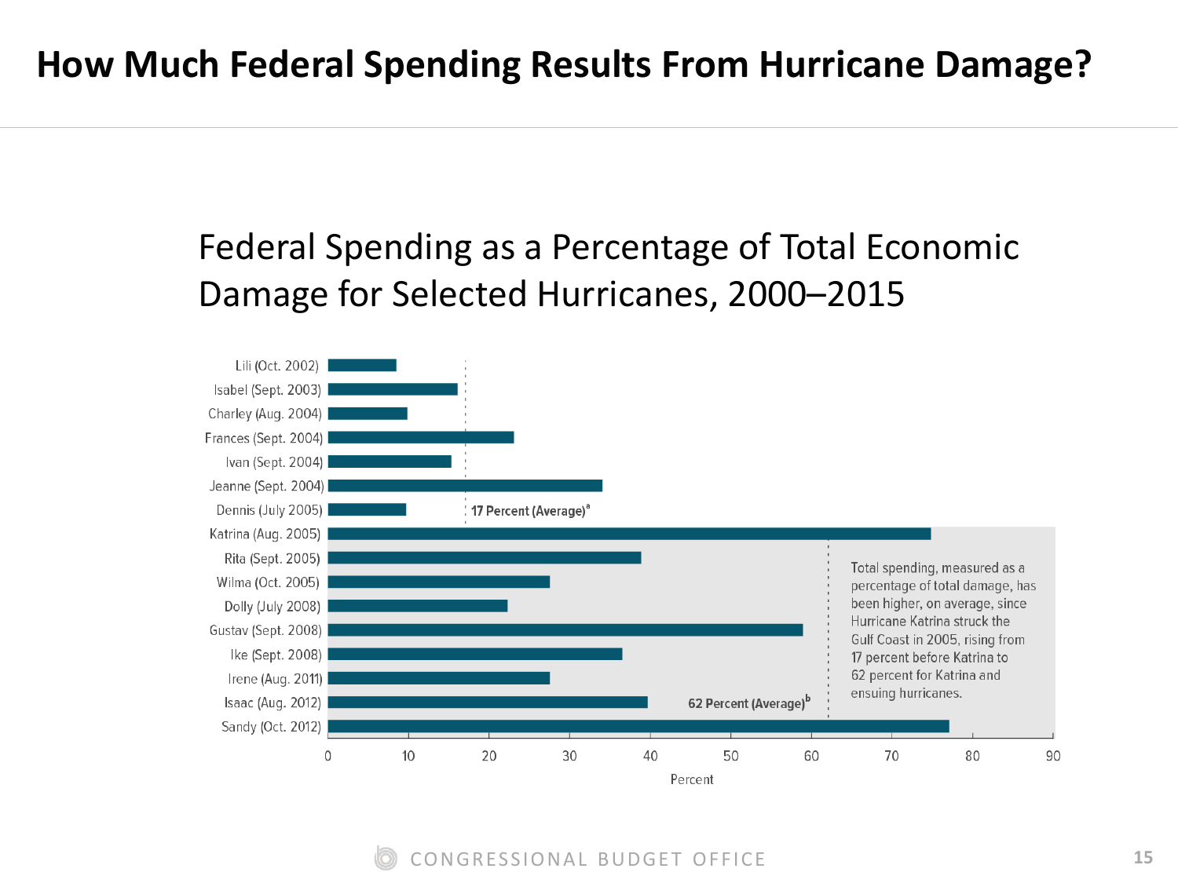# How Much Federal Spending Results From Hurricane Damage?

## Federal Spending as a Percentage of Total Economic Damage for Selected Hurricanes, 2000–2015

| Hurricane | Percent (approximate) |
| --- | --- |
| Lili (Oct. 2002) | 8 |
| Isabel (Sept. 2003) | 16 |
| Charley (Aug. 2004) | 10 |
| Frances (Sept. 2004) | 23 |
| Ivan (Sept. 2004) | 15 |
| Jeanne (Sept. 2004) | 34 |
| Dennis (July 2005) | 10 |
| Katrina (Aug. 2005) | 75 |
| Rita (Sept. 2005) | 39 |
| Wilma (Oct. 2005) | 28 |
| Dolly (July 2008) | 22 |
| Gustav (Sept. 2008) | 59 |
| Ike (Sept. 2008) | 36 |
| Irene (Aug. 2011) | 28 |
| Isaac (Aug. 2012) | 40 |
| Sandy (Oct. 2012) | 77 |

17 Percent (Average)[a]

62 Percent (Average)[b]

Total spending, measured as a percentage of total damage, has been higher, on average, since Hurricane Katrina struck the Gulf Coast in 2005, rising from 17 percent before Katrina to 62 percent for Katrina and ensuing hurricanes.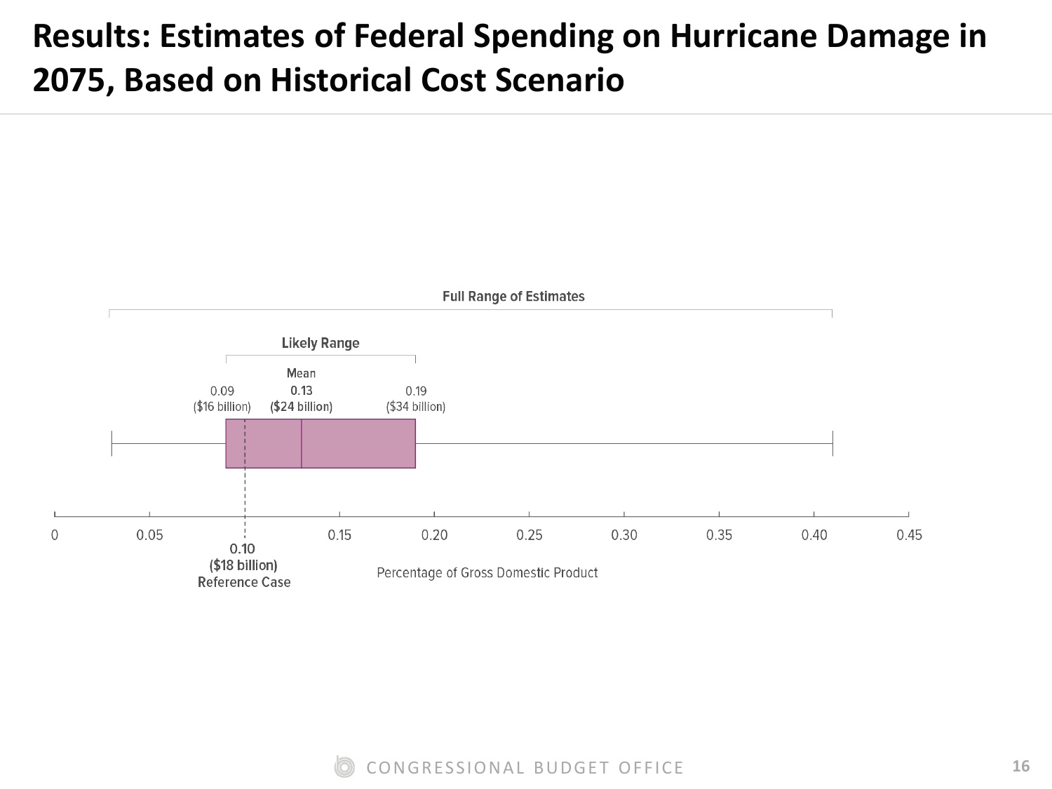# Results: Estimates of Federal Spending on Hurricane Damage in 2075, Based on Historical Cost Scenario

Full Range of Estimates

Likely Range

0.09 ($16 billion)

Mean
**0.13**
**($24 billion)**

0.19 ($34 billion)

0 0.05 0.10 0.15 0.20 0.25 0.30 0.35 0.40 0.45

**0.10**
**($18 billion)**
Reference Case

Percentage of Gross Domestic Product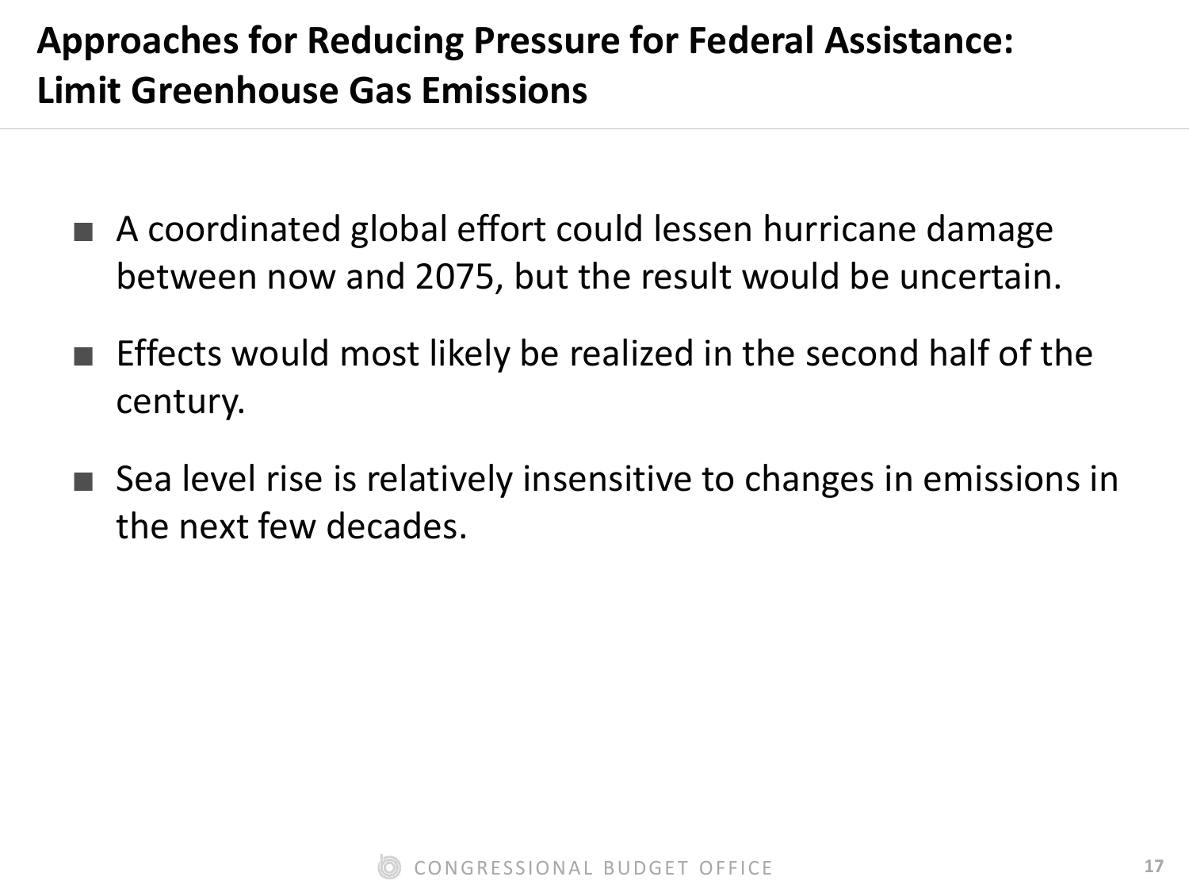# Approaches for Reducing Pressure for Federal Assistance: Limit Greenhouse Gas Emissions

- A coordinated global effort could lessen hurricane damage between now and 2075, but the result would be uncertain.
- Effects would most likely be realized in the second half of the century.
- Sea level rise is relatively insensitive to changes in emissions in the next few decades.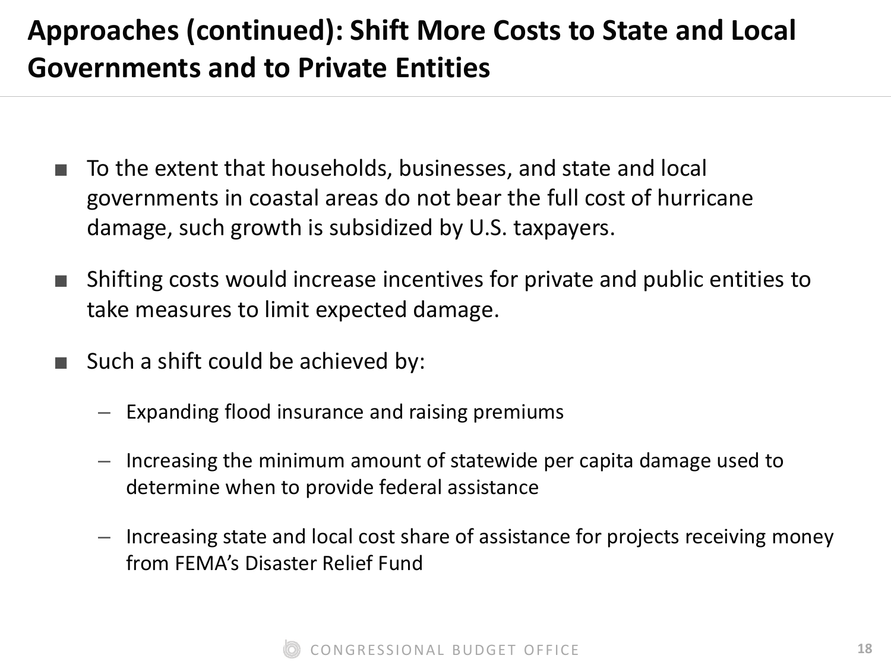# Approaches (continued): Shift More Costs to State and Local Governments and to Private Entities

- To the extent that households, businesses, and state and local governments in coastal areas do not bear the full cost of hurricane damage, such growth is subsidized by U.S. taxpayers.
- Shifting costs would increase incentives for private and public entities to take measures to limit expected damage.
- Such a shift could be achieved by:
  - Expanding flood insurance and raising premiums
  - Increasing the minimum amount of statewide per capita damage used to determine when to provide federal assistance
  - Increasing state and local cost share of assistance for projects receiving money from FEMA's Disaster Relief Fund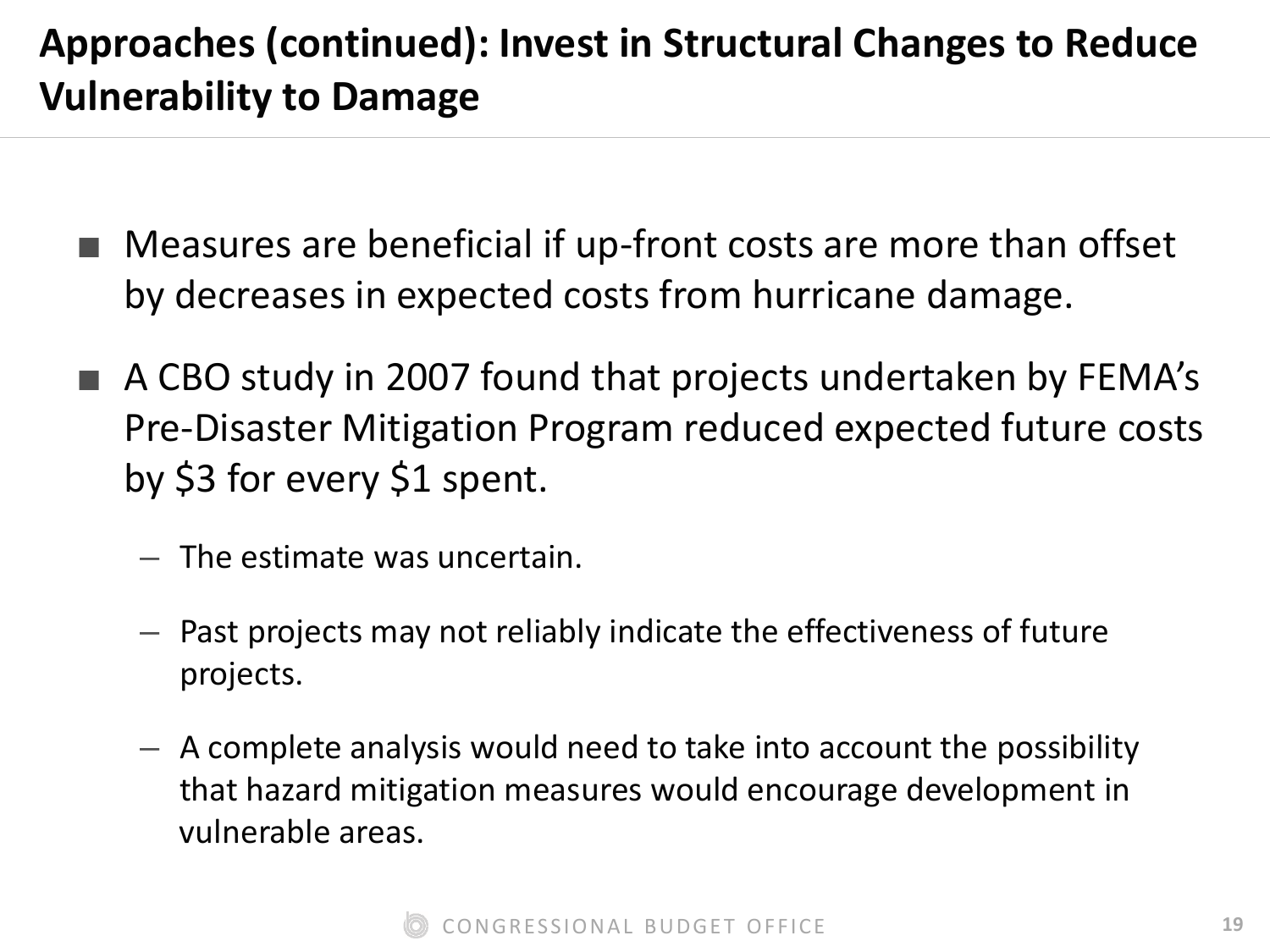# Approaches (continued): Invest in Structural Changes to Reduce Vulnerability to Damage

- Measures are beneficial if up-front costs are more than offset by decreases in expected costs from hurricane damage.
- A CBO study in 2007 found that projects undertaken by FEMA's Pre-Disaster Mitigation Program reduced expected future costs by $3 for every $1 spent.
  - The estimate was uncertain.
  - Past projects may not reliably indicate the effectiveness of future projects.
  - A complete analysis would need to take into account the possibility that hazard mitigation measures would encourage development in vulnerable areas.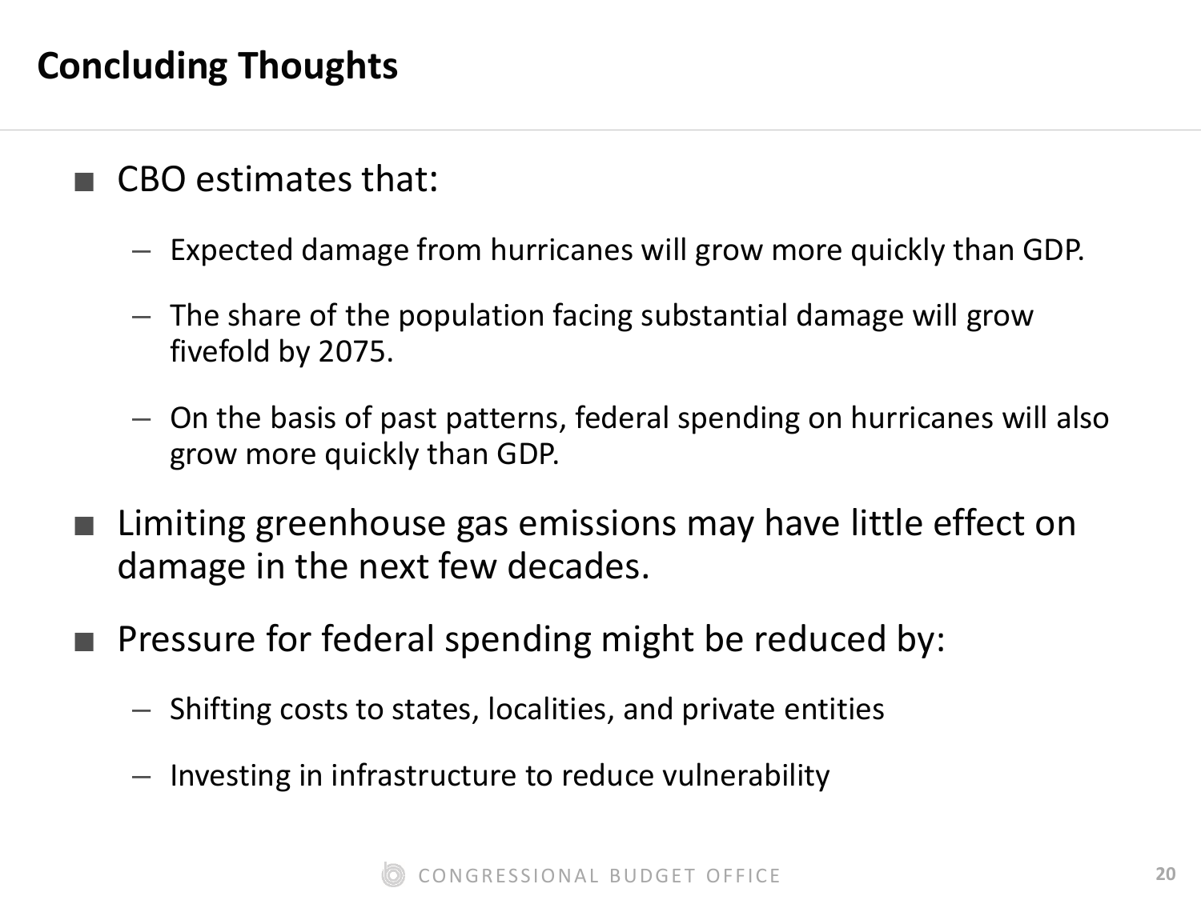## Concluding Thoughts

- CBO estimates that:
  - Expected damage from hurricanes will grow more quickly than GDP.
  - The share of the population facing substantial damage will grow fivefold by 2075.
  - On the basis of past patterns, federal spending on hurricanes will also grow more quickly than GDP.
- Limiting greenhouse gas emissions may have little effect on damage in the next few decades.
- Pressure for federal spending might be reduced by:
  - Shifting costs to states, localities, and private entities
  - Investing in infrastructure to reduce vulnerability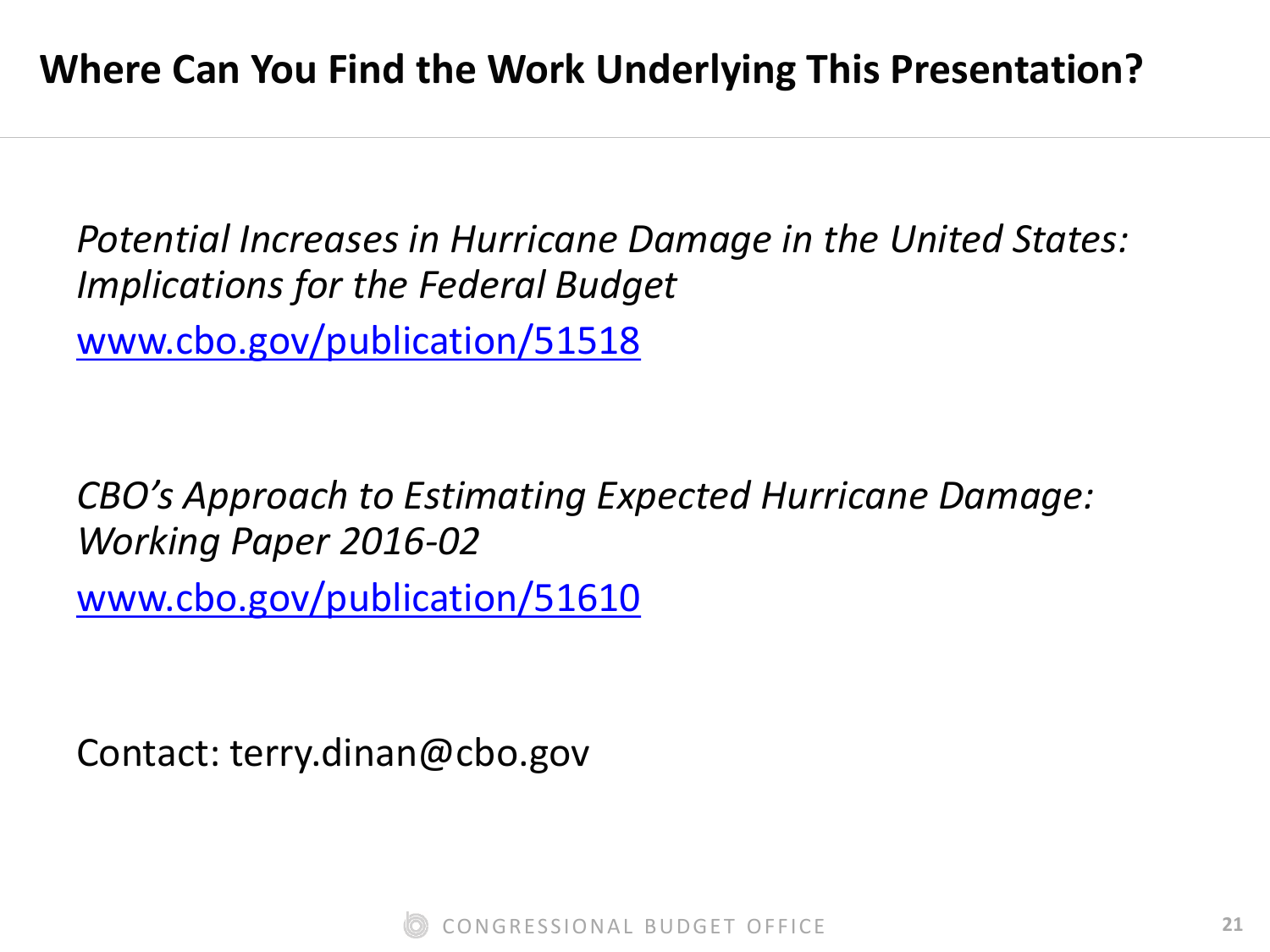# Where Can You Find the Work Underlying This Presentation?

*Potential Increases in Hurricane Damage in the United States: Implications for the Federal Budget*

[www.cbo.gov/publication/51518](www.cbo.gov/publication/51518)

*CBO's Approach to Estimating Expected Hurricane Damage: Working Paper 2016-02*

[www.cbo.gov/publication/51610](www.cbo.gov/publication/51610)

Contact: terry.dinan@cbo.gov